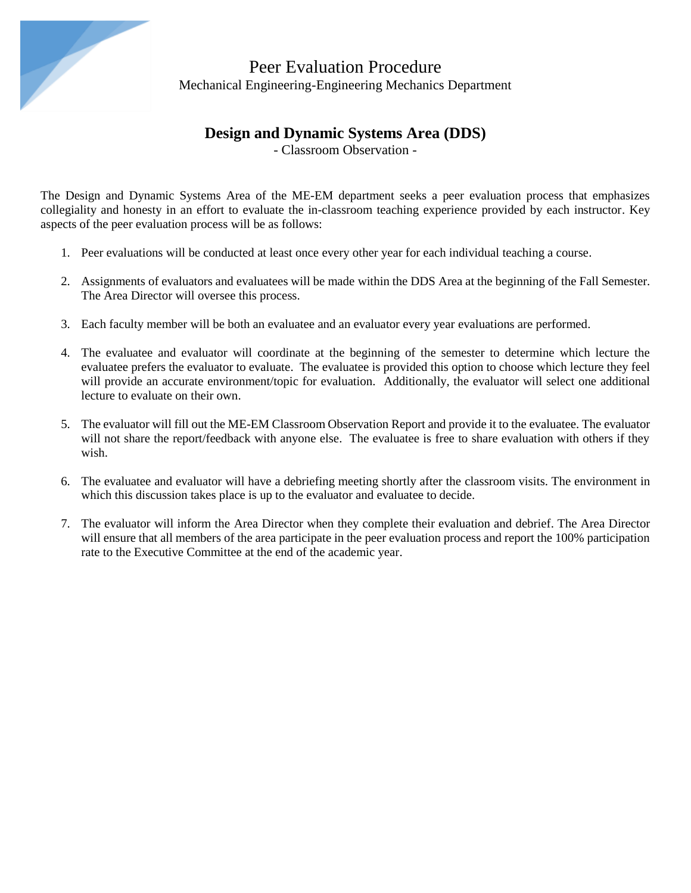# Peer Evaluation Procedure

Mechanical Engineering-Engineering Mechanics Department

## Design and Dynamic Systems Area (DDS)

- Classroom Observation -

The Design and Dynamic Systems Area of the ME-EM department seeks a peer evaluation process that emphasizes collegiality and honesty in an effort to evaluate the in-classroom teaching experience provided by each instructor. Key aspects of the peer evaluation process will be as follows:

1. Peer evaluations will be conducted at least once every other year for each individual teaching a course.

2. Assignments of evaluators and evaluatees will be made within the DDS Area at the beginning of the Fall Semester. The Area Director will oversee this process.

3. Each faculty member will be both an evaluatee and an evaluator every year evaluations are performed.

4. The evaluatee and evaluator will coordinate at the beginning of the semester to determine which lecture the evaluatee prefers the evaluator to evaluate. The evaluatee is provided this option to choose which lecture they feel will provide an accurate environment/topic for evaluation. Additionally, the evaluator will select one additional lecture to evaluate on their own.

5. The evaluator will fill out the ME-EM Classroom Observation Report and provide it to the evaluatee. The evaluator will not share the report/feedback with anyone else. The evaluatee is free to share evaluation with others if they wish.

6. The evaluatee and evaluator will have a debriefing meeting shortly after the classroom visits. The environment in which this discussion takes place is up to the evaluator and evaluatee to decide.

7. The evaluator will inform the Area Director when they complete their evaluation and debrief. The Area Director will ensure that all members of the area participate in the peer evaluation process and report the 100% participation rate to the Executive Committee at the end of the academic year.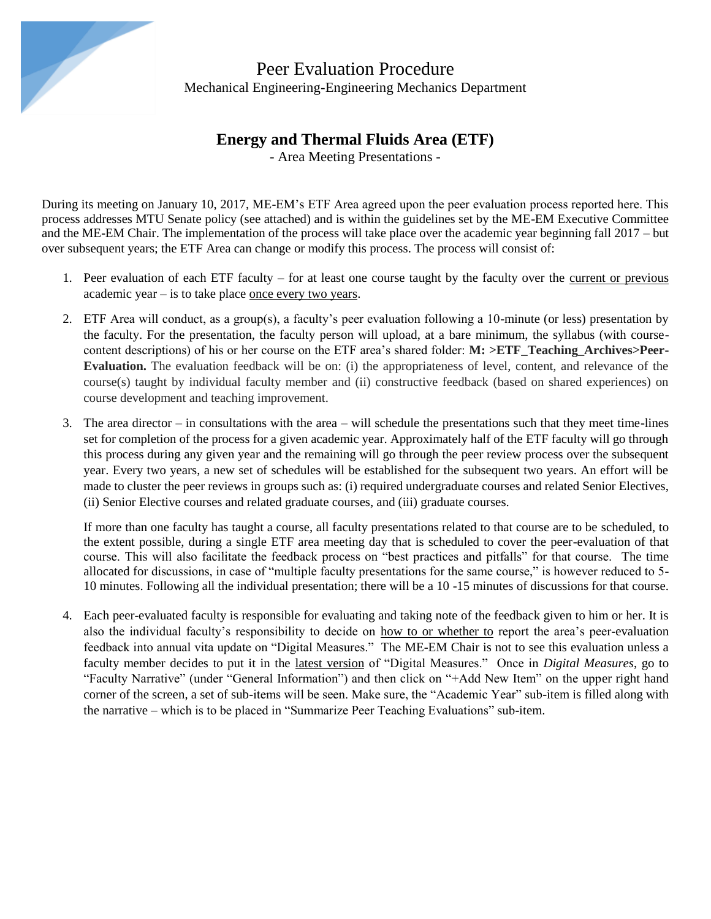# Peer Evaluation Procedure

Mechanical Engineering-Engineering Mechanics Department

## Energy and Thermal Fluids Area (ETF)

- Area Meeting Presentations -

During its meeting on January 10, 2017, ME-EM's ETF Area agreed upon the peer evaluation process reported here. This process addresses MTU Senate policy (see attached) and is within the guidelines set by the ME-EM Executive Committee and the ME-EM Chair. The implementation of the process will take place over the academic year beginning fall 2017 – but over subsequent years; the ETF Area can change or modify this process. The process will consist of:

1. Peer evaluation of each ETF faculty – for at least one course taught by the faculty over the <u>current or previous</u> academic year – is to take place <u>once every two years</u>.

2. ETF Area will conduct, as a group(s), a faculty's peer evaluation following a 10-minute (or less) presentation by the faculty. For the presentation, the faculty person will upload, at a bare minimum, the syllabus (with course-content descriptions) of his or her course on the ETF area's shared folder: **M: >ETF_Teaching_Archives>Peer-Evaluation.** The evaluation feedback will be on: (i) the appropriateness of level, content, and relevance of the course(s) taught by individual faculty member and (ii) constructive feedback (based on shared experiences) on course development and teaching improvement.

3. The area director – in consultations with the area – will schedule the presentations such that they meet time-lines set for completion of the process for a given academic year. Approximately half of the ETF faculty will go through this process during any given year and the remaining will go through the peer review process over the subsequent year. Every two years, a new set of schedules will be established for the subsequent two years. An effort will be made to cluster the peer reviews in groups such as: (i) required undergraduate courses and related Senior Electives, (ii) Senior Elective courses and related graduate courses, and (iii) graduate courses.

   If more than one faculty has taught a course, all faculty presentations related to that course are to be scheduled, to the extent possible, during a single ETF area meeting day that is scheduled to cover the peer-evaluation of that course. This will also facilitate the feedback process on "best practices and pitfalls" for that course. The time allocated for discussions, in case of "multiple faculty presentations for the same course," is however reduced to 5-10 minutes. Following all the individual presentation; there will be a 10 -15 minutes of discussions for that course.

4. Each peer-evaluated faculty is responsible for evaluating and taking note of the feedback given to him or her. It is also the individual faculty's responsibility to decide on <u>how to or whether to</u> report the area's peer-evaluation feedback into annual vita update on "Digital Measures." The ME-EM Chair is not to see this evaluation unless a faculty member decides to put it in the <u>latest version</u> of "Digital Measures." Once in *Digital Measures*, go to "Faculty Narrative" (under "General Information") and then click on "+Add New Item" on the upper right hand corner of the screen, a set of sub-items will be seen. Make sure, the "Academic Year" sub-item is filled along with the narrative – which is to be placed in "Summarize Peer Teaching Evaluations" sub-item.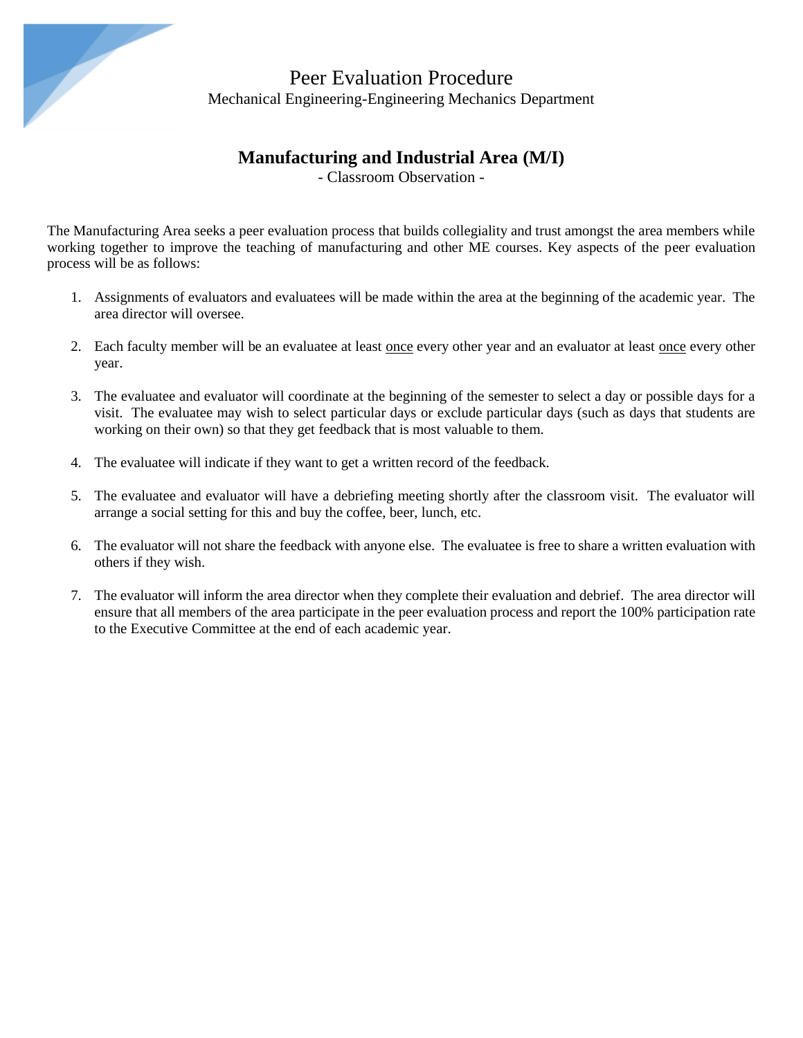# Peer Evaluation Procedure

Mechanical Engineering-Engineering Mechanics Department

## Manufacturing and Industrial Area (M/I)

- Classroom Observation -

The Manufacturing Area seeks a peer evaluation process that builds collegiality and trust amongst the area members while working together to improve the teaching of manufacturing and other ME courses. Key aspects of the peer evaluation process will be as follows:

1. Assignments of evaluators and evaluatees will be made within the area at the beginning of the academic year. The area director will oversee.
2. Each faculty member will be an evaluatee at least <u>once</u> every other year and an evaluator at least <u>once</u> every other year.
3. The evaluatee and evaluator will coordinate at the beginning of the semester to select a day or possible days for a visit. The evaluatee may wish to select particular days or exclude particular days (such as days that students are working on their own) so that they get feedback that is most valuable to them.
4. The evaluatee will indicate if they want to get a written record of the feedback.
5. The evaluatee and evaluator will have a debriefing meeting shortly after the classroom visit. The evaluator will arrange a social setting for this and buy the coffee, beer, lunch, etc.
6. The evaluator will not share the feedback with anyone else. The evaluatee is free to share a written evaluation with others if they wish.
7. The evaluator will inform the area director when they complete their evaluation and debrief. The area director will ensure that all members of the area participate in the peer evaluation process and report the 100% participation rate to the Executive Committee at the end of each academic year.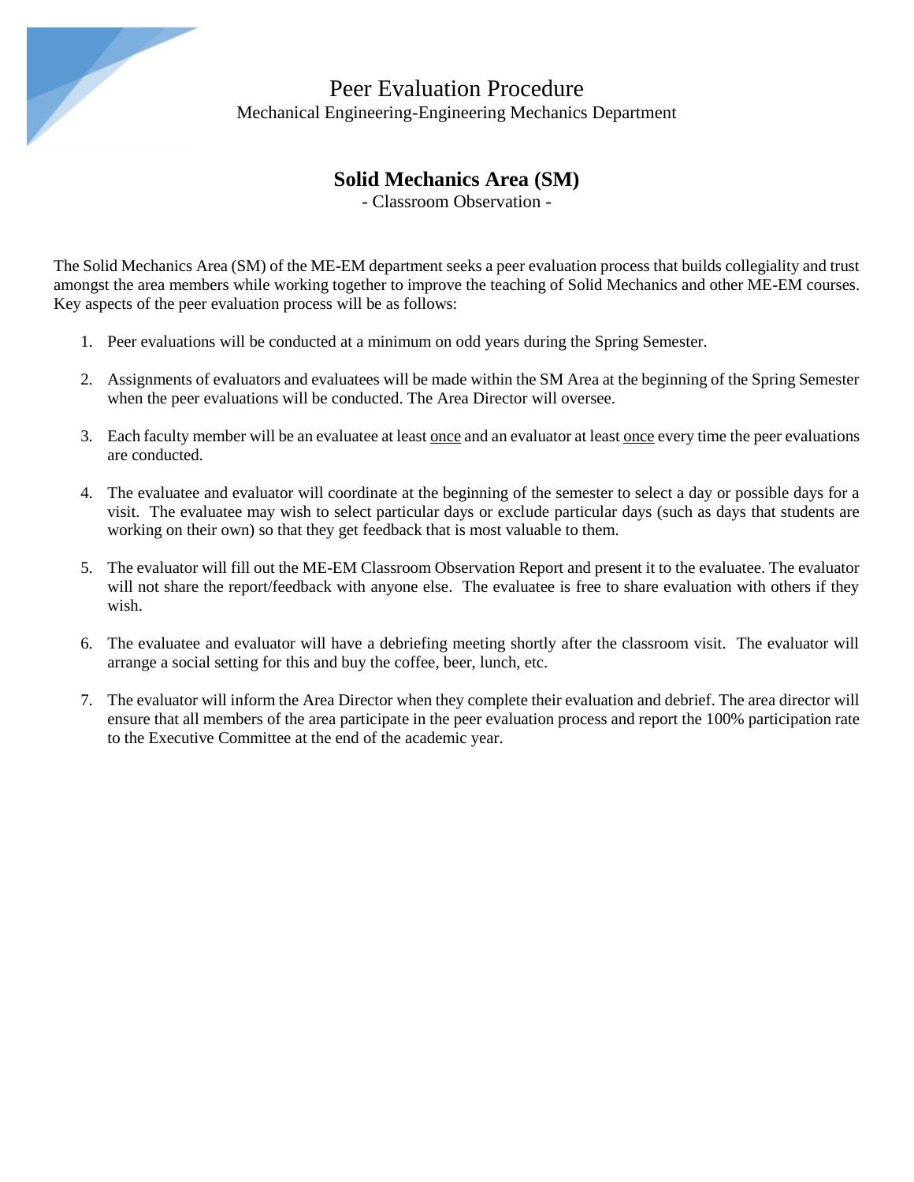# Peer Evaluation Procedure

Mechanical Engineering-Engineering Mechanics Department

## Solid Mechanics Area (SM)

- Classroom Observation -

The Solid Mechanics Area (SM) of the ME-EM department seeks a peer evaluation process that builds collegiality and trust amongst the area members while working together to improve the teaching of Solid Mechanics and other ME-EM courses. Key aspects of the peer evaluation process will be as follows:

1. Peer evaluations will be conducted at a minimum on odd years during the Spring Semester.

2. Assignments of evaluators and evaluatees will be made within the SM Area at the beginning of the Spring Semester when the peer evaluations will be conducted. The Area Director will oversee.

3. Each faculty member will be an evaluatee at least <u>once</u> and an evaluator at least <u>once</u> every time the peer evaluations are conducted.

4. The evaluatee and evaluator will coordinate at the beginning of the semester to select a day or possible days for a visit. The evaluatee may wish to select particular days or exclude particular days (such as days that students are working on their own) so that they get feedback that is most valuable to them.

5. The evaluator will fill out the ME-EM Classroom Observation Report and present it to the evaluatee. The evaluator will not share the report/feedback with anyone else. The evaluatee is free to share evaluation with others if they wish.

6. The evaluatee and evaluator will have a debriefing meeting shortly after the classroom visit. The evaluator will arrange a social setting for this and buy the coffee, beer, lunch, etc.

7. The evaluator will inform the Area Director when they complete their evaluation and debrief. The area director will ensure that all members of the area participate in the peer evaluation process and report the 100% participation rate to the Executive Committee at the end of the academic year.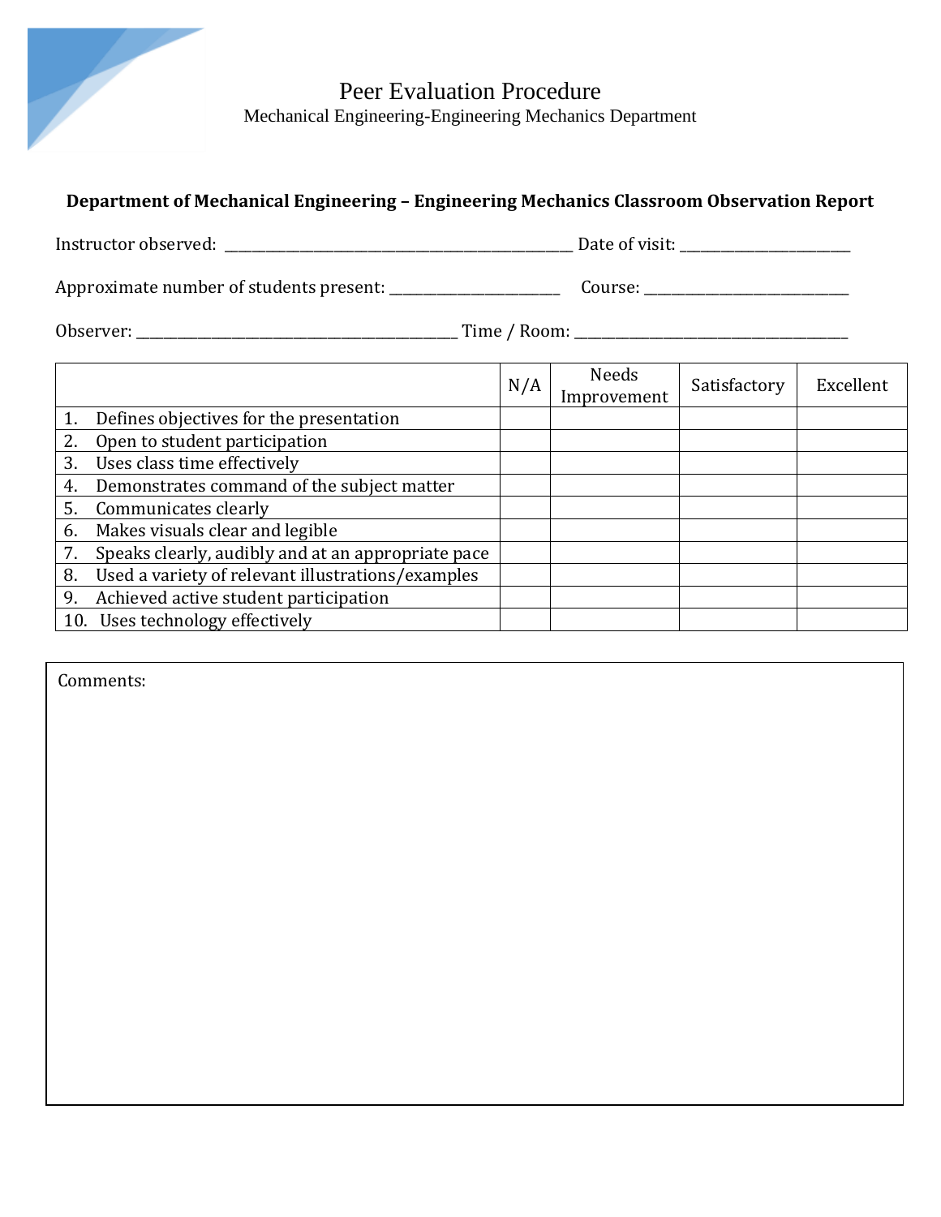# Peer Evaluation Procedure

Mechanical Engineering-Engineering Mechanics Department

**Department of Mechanical Engineering – Engineering Mechanics Classroom Observation Report**

Instructor observed: _______________________________________________ Date of visit: _______________________

Approximate number of students present: _______________________ Course: ____________________________

Observer: ____________________________________________ Time / Room: _____________________________________

| | N/A | Needs Improvement | Satisfactory | Excellent |
|---|---|---|---|---|
| 1. Defines objectives for the presentation | | | | |
| 2. Open to student participation | | | | |
| 3. Uses class time effectively | | | | |
| 4. Demonstrates command of the subject matter | | | | |
| 5. Communicates clearly | | | | |
| 6. Makes visuals clear and legible | | | | |
| 7. Speaks clearly, audibly and at an appropriate pace | | | | |
| 8. Used a variety of relevant illustrations/examples | | | | |
| 9. Achieved active student participation | | | | |
| 10. Uses technology effectively | | | | |

Comments: